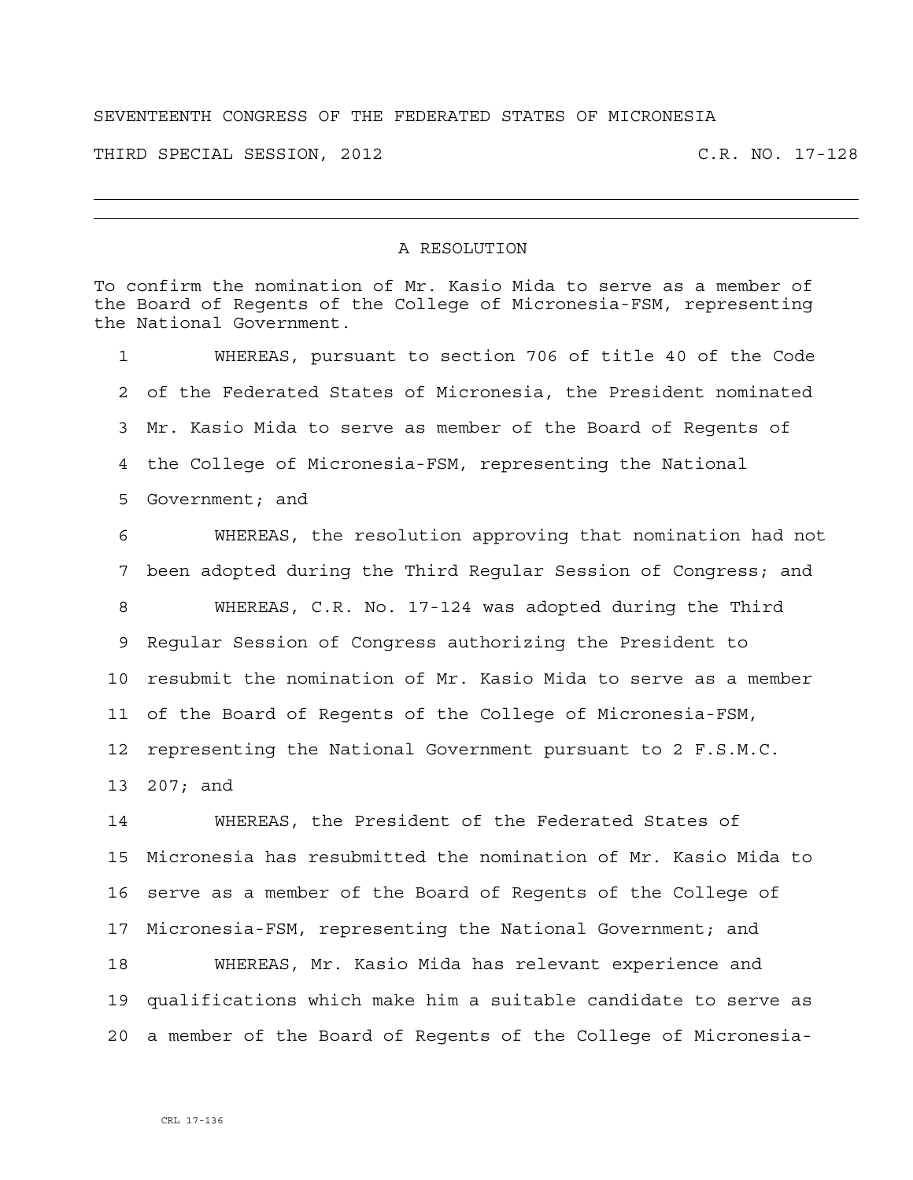SEVENTEENTH CONGRESS OF THE FEDERATED STATES OF MICRONESIA

THIRD SPECIAL SESSION, 2012 C.R. NO. 17-128

---

# A RESOLUTION

To confirm the nomination of Mr. Kasio Mida to serve as a member of the Board of Regents of the College of Micronesia-FSM, representing the National Government.

1 WHEREAS, pursuant to section 706 of title 40 of the Code
2 of the Federated States of Micronesia, the President nominated
3 Mr. Kasio Mida to serve as member of the Board of Regents of
4 the College of Micronesia-FSM, representing the National
5 Government; and

6 WHEREAS, the resolution approving that nomination had not
7 been adopted during the Third Regular Session of Congress; and

8 WHEREAS, C.R. No. 17-124 was adopted during the Third
9 Regular Session of Congress authorizing the President to
10 resubmit the nomination of Mr. Kasio Mida to serve as a member
11 of the Board of Regents of the College of Micronesia-FSM,
12 representing the National Government pursuant to 2 F.S.M.C.
13 207; and

14 WHEREAS, the President of the Federated States of
15 Micronesia has resubmitted the nomination of Mr. Kasio Mida to
16 serve as a member of the Board of Regents of the College of
17 Micronesia-FSM, representing the National Government; and

18 WHEREAS, Mr. Kasio Mida has relevant experience and
19 qualifications which make him a suitable candidate to serve as
20 a member of the Board of Regents of the College of Micronesia-

CRL 17-136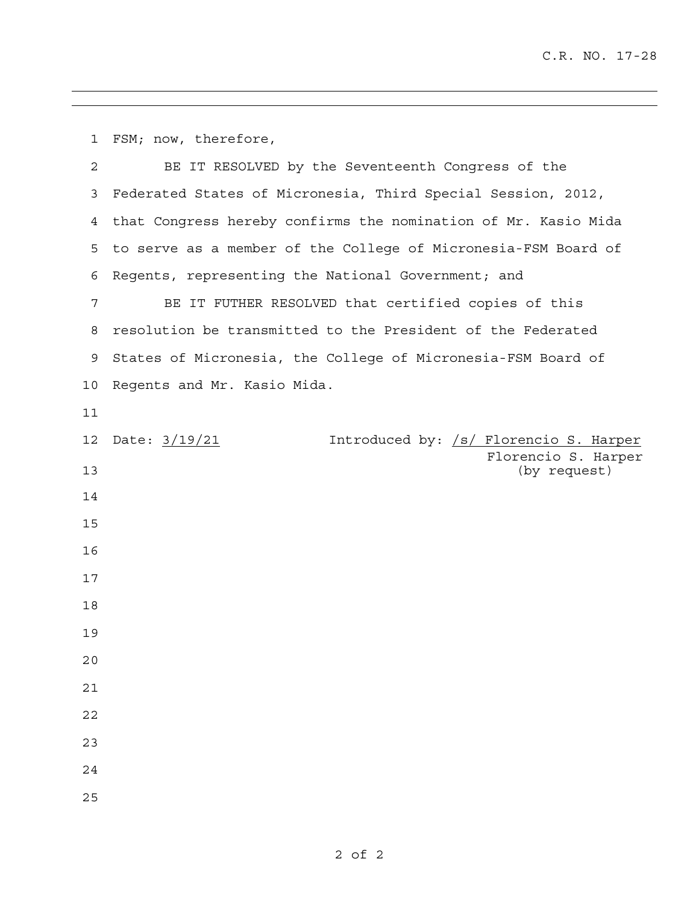FSM; now, therefore,

BE IT RESOLVED by the Seventeenth Congress of the Federated States of Micronesia, Third Special Session, 2012, that Congress hereby confirms the nomination of Mr. Kasio Mida to serve as a member of the College of Micronesia-FSM Board of Regents, representing the National Government; and

BE IT FUTHER RESOLVED that certified copies of this resolution be transmitted to the President of the Federated States of Micronesia, the College of Micronesia-FSM Board of Regents and Mr. Kasio Mida.

Date: 3/19/21

Introduced by: /s/ Florencio S. Harper
Florencio S. Harper
(by request)